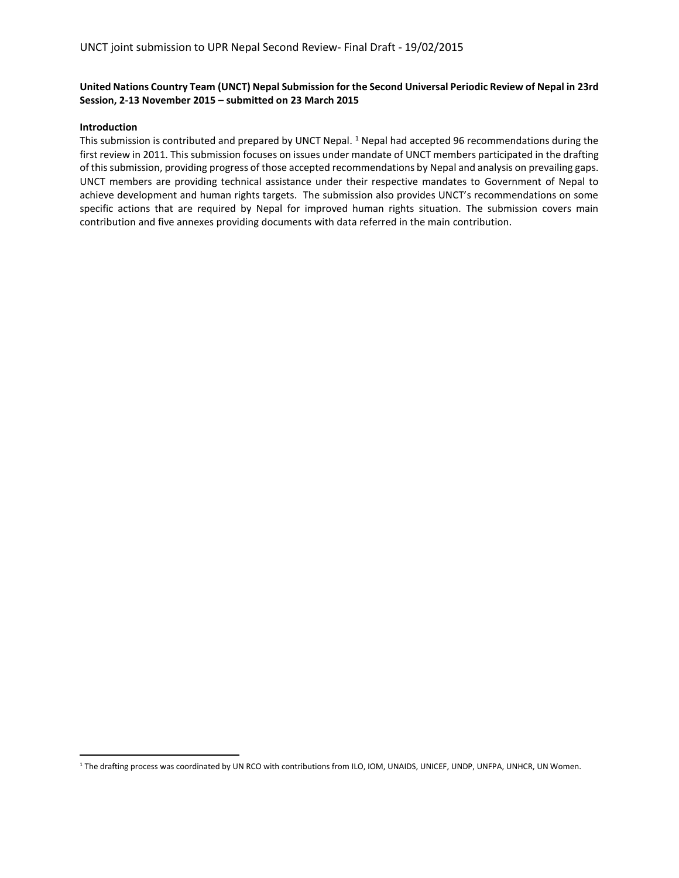**United Nations Country Team (UNCT) Nepal Submission for the Second Universal Periodic Review of Nepal in 23rd Session, 2-13 November 2015 – submitted on 23 March 2015**

**Introduction**

This submission is contributed and prepared by UNCT Nepal. [1] Nepal had accepted 96 recommendations during the first review in 2011. This submission focuses on issues under mandate of UNCT members participated in the drafting of this submission, providing progress of those accepted recommendations by Nepal and analysis on prevailing gaps. UNCT members are providing technical assistance under their respective mandates to Government of Nepal to achieve development and human rights targets. The submission also provides UNCT's recommendations on some specific actions that are required by Nepal for improved human rights situation. The submission covers main contribution and five annexes providing documents with data referred in the main contribution.

[1] The drafting process was coordinated by UN RCO with contributions from ILO, IOM, UNAIDS, UNICEF, UNDP, UNFPA, UNHCR, UN Women.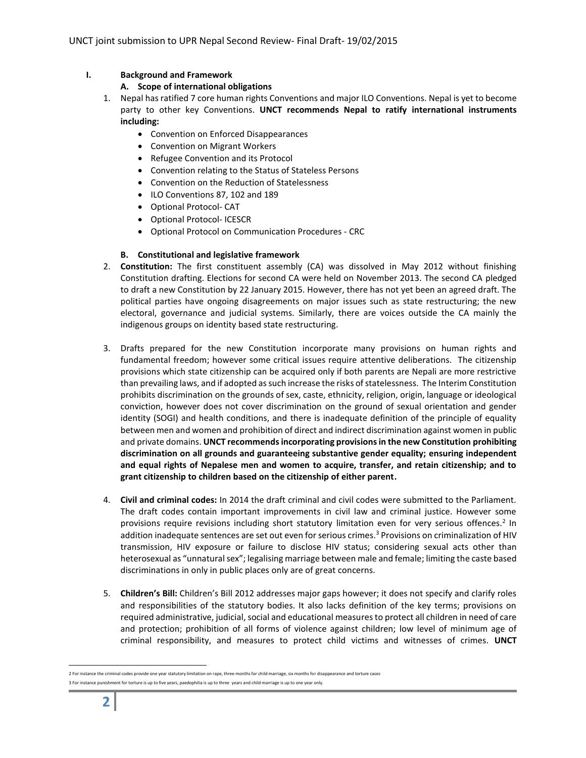## I. Background and Framework

### A. Scope of international obligations

1. Nepal has ratified 7 core human rights Conventions and major ILO Conventions. Nepal is yet to become party to other key Conventions. **UNCT recommends Nepal to ratify international instruments including:**
   - Convention on Enforced Disappearances
   - Convention on Migrant Workers
   - Refugee Convention and its Protocol
   - Convention relating to the Status of Stateless Persons
   - Convention on the Reduction of Statelessness
   - ILO Conventions 87, 102 and 189
   - Optional Protocol- CAT
   - Optional Protocol- ICESCR
   - Optional Protocol on Communication Procedures - CRC

### B. Constitutional and legislative framework

2. **Constitution:** The first constituent assembly (CA) was dissolved in May 2012 without finishing Constitution drafting. Elections for second CA were held on November 2013. The second CA pledged to draft a new Constitution by 22 January 2015. However, there has not yet been an agreed draft. The political parties have ongoing disagreements on major issues such as state restructuring; the new electoral, governance and judicial systems. Similarly, there are voices outside the CA mainly the indigenous groups on identity based state restructuring.

3. Drafts prepared for the new Constitution incorporate many provisions on human rights and fundamental freedom; however some critical issues require attentive deliberations. The citizenship provisions which state citizenship can be acquired only if both parents are Nepali are more restrictive than prevailing laws, and if adopted as such increase the risks of statelessness. The Interim Constitution prohibits discrimination on the grounds of sex, caste, ethnicity, religion, origin, language or ideological conviction, however does not cover discrimination on the ground of sexual orientation and gender identity (SOGI) and health conditions, and there is inadequate definition of the principle of equality between men and women and prohibition of direct and indirect discrimination against women in public and private domains. **UNCT recommends incorporating provisions in the new Constitution prohibiting discrimination on all grounds and guaranteeing substantive gender equality; ensuring independent and equal rights of Nepalese men and women to acquire, transfer, and retain citizenship; and to grant citizenship to children based on the citizenship of either parent.**

4. **Civil and criminal codes:** In 2014 the draft criminal and civil codes were submitted to the Parliament. The draft codes contain important improvements in civil law and criminal justice. However some provisions require revisions including short statutory limitation even for very serious offences.[2] In addition inadequate sentences are set out even for serious crimes.[3] Provisions on criminalization of HIV transmission, HIV exposure or failure to disclose HIV status; considering sexual acts other than heterosexual as "unnatural sex"; legalising marriage between male and female; limiting the caste based discriminations in only in public places only are of great concerns.

5. **Children's Bill:** Children's Bill 2012 addresses major gaps however; it does not specify and clarify roles and responsibilities of the statutory bodies. It also lacks definition of the key terms; provisions on required administrative, judicial, social and educational measures to protect all children in need of care and protection; prohibition of all forms of violence against children; low level of minimum age of criminal responsibility, and measures to protect child victims and witnesses of crimes. **UNCT**

---

2 For instance the criminal codes provide one year statutory limitation on rape, three months for child marriage, six months for disappearance and torture cases

3 For instance punishment for torture is up to five years, paedophilia is up to three years and child marriage is up to one year only.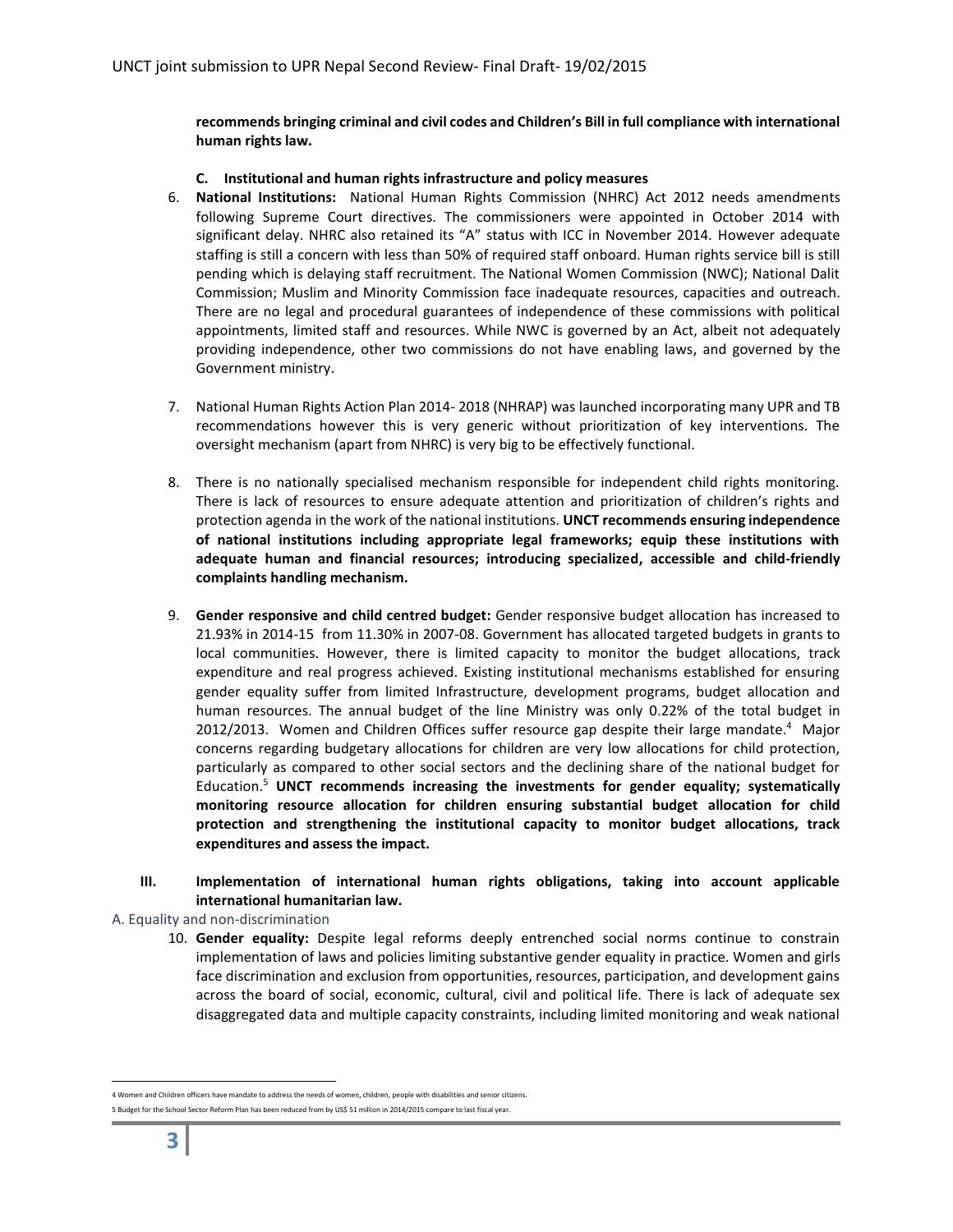**recommends bringing criminal and civil codes and Children's Bill in full compliance with international human rights law.**

### C. Institutional and human rights infrastructure and policy measures

6. **National Institutions:** National Human Rights Commission (NHRC) Act 2012 needs amendments following Supreme Court directives. The commissioners were appointed in October 2014 with significant delay. NHRC also retained its "A" status with ICC in November 2014. However adequate staffing is still a concern with less than 50% of required staff onboard. Human rights service bill is still pending which is delaying staff recruitment. The National Women Commission (NWC); National Dalit Commission; Muslim and Minority Commission face inadequate resources, capacities and outreach. There are no legal and procedural guarantees of independence of these commissions with political appointments, limited staff and resources. While NWC is governed by an Act, albeit not adequately providing independence, other two commissions do not have enabling laws, and governed by the Government ministry.

7. National Human Rights Action Plan 2014- 2018 (NHRAP) was launched incorporating many UPR and TB recommendations however this is very generic without prioritization of key interventions. The oversight mechanism (apart from NHRC) is very big to be effectively functional.

8. There is no nationally specialised mechanism responsible for independent child rights monitoring. There is lack of resources to ensure adequate attention and prioritization of children's rights and protection agenda in the work of the national institutions. **UNCT recommends ensuring independence of national institutions including appropriate legal frameworks; equip these institutions with adequate human and financial resources; introducing specialized, accessible and child-friendly complaints handling mechanism.**

9. **Gender responsive and child centred budget:** Gender responsive budget allocation has increased to 21.93% in 2014-15 from 11.30% in 2007-08. Government has allocated targeted budgets in grants to local communities. However, there is limited capacity to monitor the budget allocations, track expenditure and real progress achieved. Existing institutional mechanisms established for ensuring gender equality suffer from limited Infrastructure, development programs, budget allocation and human resources. The annual budget of the line Ministry was only 0.22% of the total budget in 2012/2013. Women and Children Offices suffer resource gap despite their large mandate.[4] Major concerns regarding budgetary allocations for children are very low allocations for child protection, particularly as compared to other social sectors and the declining share of the national budget for Education.[5] **UNCT recommends increasing the investments for gender equality; systematically monitoring resource allocation for children ensuring substantial budget allocation for child protection and strengthening the institutional capacity to monitor budget allocations, track expenditures and assess the impact.**

## III. Implementation of international human rights obligations, taking into account applicable international humanitarian law.

### A. Equality and non-discrimination

10. **Gender equality:** Despite legal reforms deeply entrenched social norms continue to constrain implementation of laws and policies limiting substantive gender equality in practice. Women and girls face discrimination and exclusion from opportunities, resources, participation, and development gains across the board of social, economic, cultural, civil and political life. There is lack of adequate sex disaggregated data and multiple capacity constraints, including limited monitoring and weak national

---

4 Women and Children officers have mandate to address the needs of women, children, people with disabilities and senior citizens.

5 Budget for the School Sector Reform Plan has been reduced from by US$ 51 million in 2014/2015 compare to last fiscal year.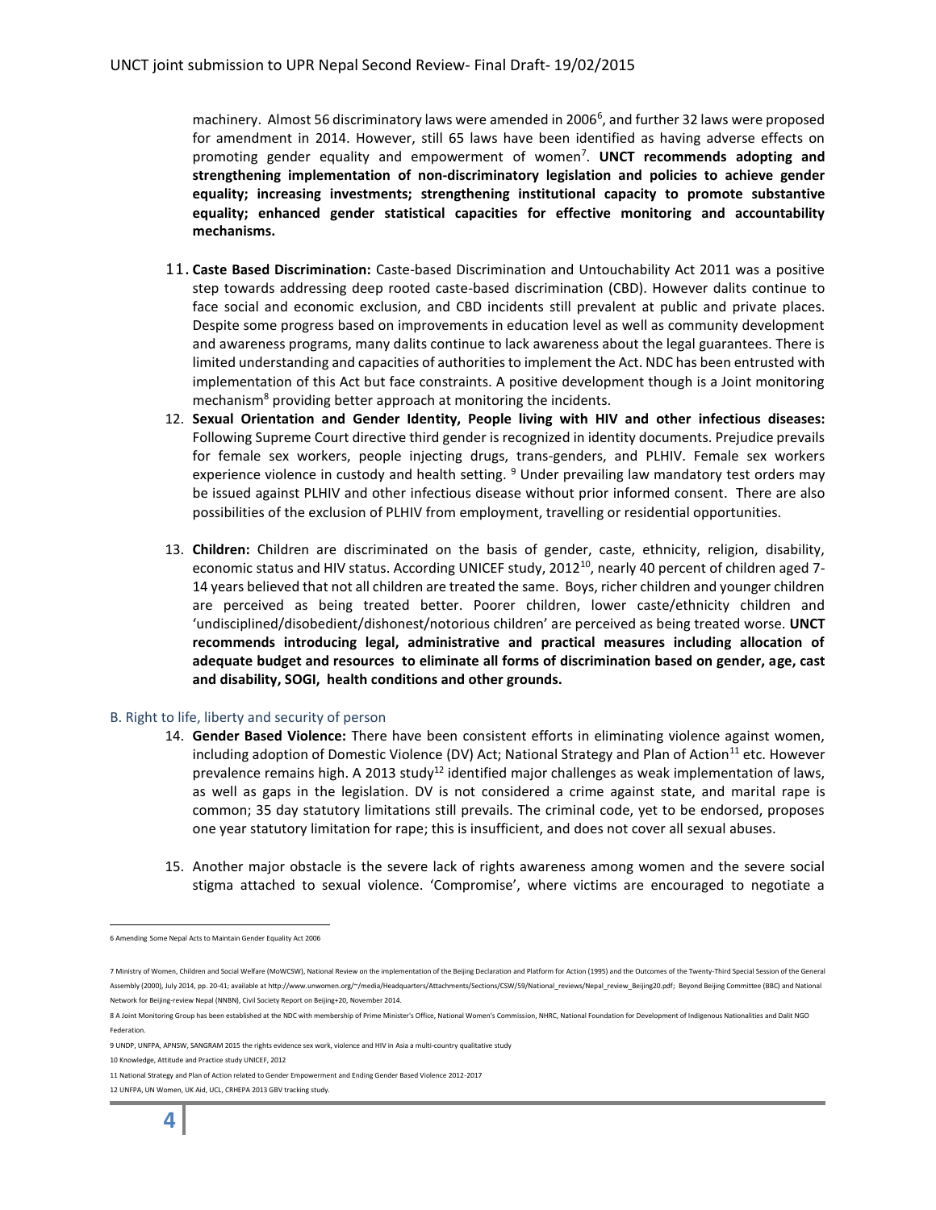machinery. Almost 56 discriminatory laws were amended in 2006[6], and further 32 laws were proposed for amendment in 2014. However, still 65 laws have been identified as having adverse effects on promoting gender equality and empowerment of women[7]. **UNCT recommends adopting and strengthening implementation of non-discriminatory legislation and policies to achieve gender equality; increasing investments; strengthening institutional capacity to promote substantive equality; enhanced gender statistical capacities for effective monitoring and accountability mechanisms.**

11. **Caste Based Discrimination:** Caste-based Discrimination and Untouchability Act 2011 was a positive step towards addressing deep rooted caste-based discrimination (CBD). However dalits continue to face social and economic exclusion, and CBD incidents still prevalent at public and private places. Despite some progress based on improvements in education level as well as community development and awareness programs, many dalits continue to lack awareness about the legal guarantees. There is limited understanding and capacities of authorities to implement the Act. NDC has been entrusted with implementation of this Act but face constraints. A positive development though is a Joint monitoring mechanism[8] providing better approach at monitoring the incidents.
12. **Sexual Orientation and Gender Identity, People living with HIV and other infectious diseases:** Following Supreme Court directive third gender is recognized in identity documents. Prejudice prevails for female sex workers, people injecting drugs, trans-genders, and PLHIV. Female sex workers experience violence in custody and health setting. [9] Under prevailing law mandatory test orders may be issued against PLHIV and other infectious disease without prior informed consent. There are also possibilities of the exclusion of PLHIV from employment, travelling or residential opportunities.
13. **Children:** Children are discriminated on the basis of gender, caste, ethnicity, religion, disability, economic status and HIV status. According UNICEF study, 2012[10], nearly 40 percent of children aged 7-14 years believed that not all children are treated the same. Boys, richer children and younger children are perceived as being treated better. Poorer children, lower caste/ethnicity children and 'undisciplined/disobedient/dishonest/notorious children' are perceived as being treated worse. **UNCT recommends introducing legal, administrative and practical measures including allocation of adequate budget and resources to eliminate all forms of discrimination based on gender, age, cast and disability, SOGI, health conditions and other grounds.**

## B. Right to life, liberty and security of person

14. **Gender Based Violence:** There have been consistent efforts in eliminating violence against women, including adoption of Domestic Violence (DV) Act; National Strategy and Plan of Action[11] etc. However prevalence remains high. A 2013 study[12] identified major challenges as weak implementation of laws, as well as gaps in the legislation. DV is not considered a crime against state, and marital rape is common; 35 day statutory limitations still prevails. The criminal code, yet to be endorsed, proposes one year statutory limitation for rape; this is insufficient, and does not cover all sexual abuses.

15. Another major obstacle is the severe lack of rights awareness among women and the severe social stigma attached to sexual violence. 'Compromise', where victims are encouraged to negotiate a

---

6 Amending Some Nepal Acts to Maintain Gender Equality Act 2006

7 Ministry of Women, Children and Social Welfare (MoWCSW), National Review on the implementation of the Beijing Declaration and Platform for Action (1995) and the Outcomes of the Twenty-Third Special Session of the General Assembly (2000), July 2014, pp. 20-41; available at http://www.unwomen.org/~/media/Headquarters/Attachments/Sections/CSW/59/National_reviews/Nepal_review_Beijing20.pdf; Beyond Beijing Committee (BBC) and National Network for Beijing-review Nepal (NNBN), Civil Society Report on Beijing+20, November 2014.

8 A Joint Monitoring Group has been established at the NDC with membership of Prime Minister's Office, National Women's Commission, NHRC, National Foundation for Development of Indigenous Nationalities and Dalit NGO Federation.

9 UNDP, UNFPA, APNSW, SANGRAM 2015 the rights evidence sex work, violence and HIV in Asia a multi-country qualitative study

10 Knowledge, Attitude and Practice study UNICEF, 2012

11 National Strategy and Plan of Action related to Gender Empowerment and Ending Gender Based Violence 2012-2017

12 UNFPA, UN Women, UK Aid, UCL, CRHEPA 2013 GBV tracking study.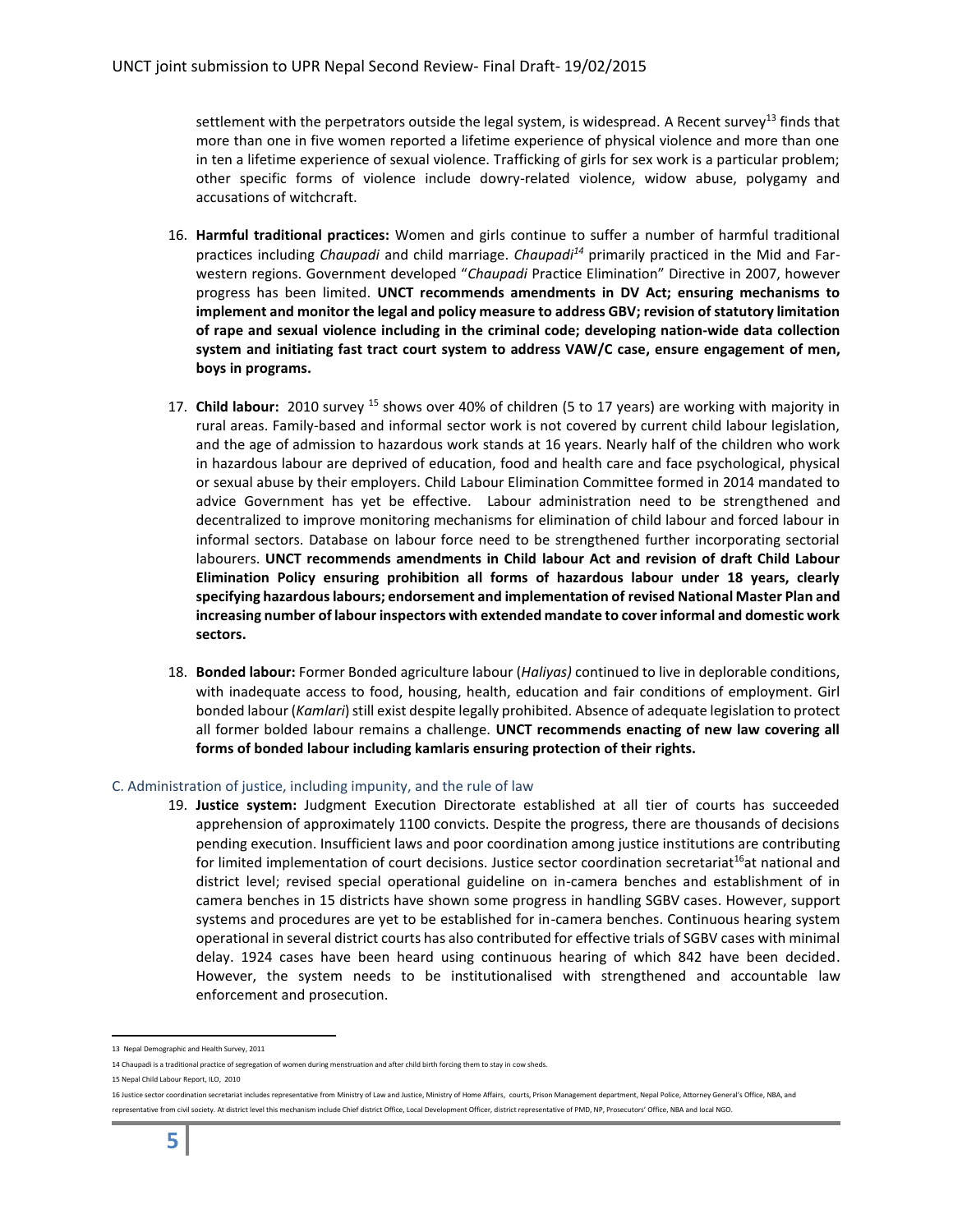settlement with the perpetrators outside the legal system, is widespread. A Recent survey[13] finds that more than one in five women reported a lifetime experience of physical violence and more than one in ten a lifetime experience of sexual violence. Trafficking of girls for sex work is a particular problem; other specific forms of violence include dowry-related violence, widow abuse, polygamy and accusations of witchcraft.

16. **Harmful traditional practices:** Women and girls continue to suffer a number of harmful traditional practices including *Chaupadi* and child marriage. *Chaupadi*[14] primarily practiced in the Mid and Far-western regions. Government developed "*Chaupadi* Practice Elimination" Directive in 2007, however progress has been limited. **UNCT recommends amendments in DV Act; ensuring mechanisms to implement and monitor the legal and policy measure to address GBV; revision of statutory limitation of rape and sexual violence including in the criminal code; developing nation-wide data collection system and initiating fast tract court system to address VAW/C case, ensure engagement of men, boys in programs.**

17. **Child labour:** 2010 survey [15] shows over 40% of children (5 to 17 years) are working with majority in rural areas. Family-based and informal sector work is not covered by current child labour legislation, and the age of admission to hazardous work stands at 16 years. Nearly half of the children who work in hazardous labour are deprived of education, food and health care and face psychological, physical or sexual abuse by their employers. Child Labour Elimination Committee formed in 2014 mandated to advice Government has yet be effective. Labour administration need to be strengthened and decentralized to improve monitoring mechanisms for elimination of child labour and forced labour in informal sectors. Database on labour force need to be strengthened further incorporating sectorial labourers. **UNCT recommends amendments in Child labour Act and revision of draft Child Labour Elimination Policy ensuring prohibition all forms of hazardous labour under 18 years, clearly specifying hazardous labours; endorsement and implementation of revised National Master Plan and increasing number of labour inspectors with extended mandate to cover informal and domestic work sectors.**

18. **Bonded labour:** Former Bonded agriculture labour (*Haliyas)* continued to live in deplorable conditions, with inadequate access to food, housing, health, education and fair conditions of employment. Girl bonded labour (*Kamlari*) still exist despite legally prohibited. Absence of adequate legislation to protect all former bolded labour remains a challenge. **UNCT recommends enacting of new law covering all forms of bonded labour including kamlaris ensuring protection of their rights.**

### C. Administration of justice, including impunity, and the rule of law

19. **Justice system:** Judgment Execution Directorate established at all tier of courts has succeeded apprehension of approximately 1100 convicts. Despite the progress, there are thousands of decisions pending execution. Insufficient laws and poor coordination among justice institutions are contributing for limited implementation of court decisions. Justice sector coordination secretariat[16]at national and district level; revised special operational guideline on in-camera benches and establishment of in camera benches in 15 districts have shown some progress in handling SGBV cases. However, support systems and procedures are yet to be established for in-camera benches. Continuous hearing system operational in several district courts has also contributed for effective trials of SGBV cases with minimal delay. 1924 cases have been heard using continuous hearing of which 842 have been decided. However, the system needs to be institutionalised with strengthened and accountable law enforcement and prosecution.

---

13 Nepal Demographic and Health Survey, 2011

14 Chaupadi is a traditional practice of segregation of women during menstruation and after child birth forcing them to stay in cow sheds.

15 Nepal Child Labour Report, ILO, 2010

16 Justice sector coordination secretariat includes representative from Ministry of Law and Justice, Ministry of Home Affairs, courts, Prison Management department, Nepal Police, Attorney General's Office, NBA, and representative from civil society. At district level this mechanism include Chief district Office, Local Development Officer, district representative of PMD, NP, Prosecutors' Office, NBA and local NGO.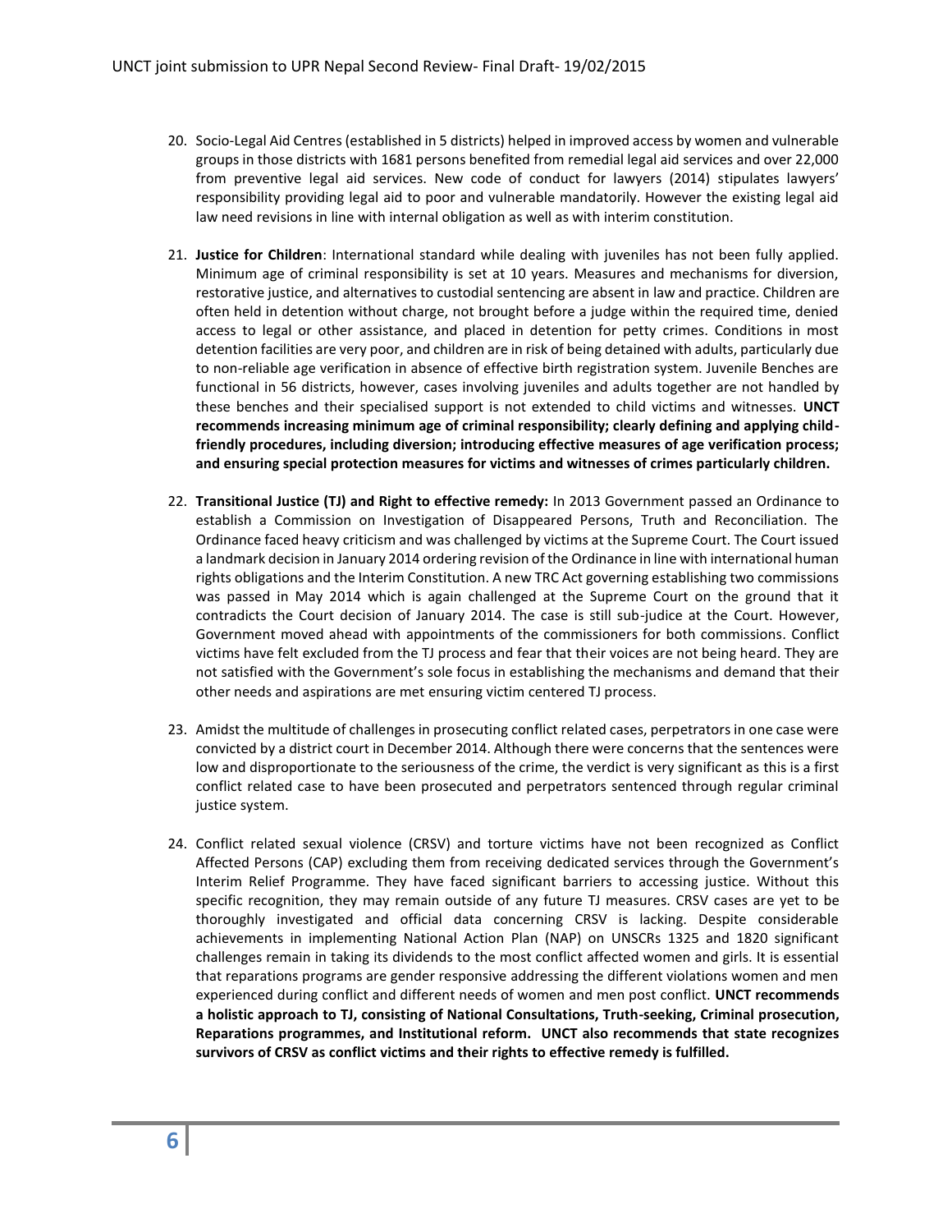20. Socio-Legal Aid Centres (established in 5 districts) helped in improved access by women and vulnerable groups in those districts with 1681 persons benefited from remedial legal aid services and over 22,000 from preventive legal aid services. New code of conduct for lawyers (2014) stipulates lawyers' responsibility providing legal aid to poor and vulnerable mandatorily. However the existing legal aid law need revisions in line with internal obligation as well as with interim constitution.

21. **Justice for Children**: International standard while dealing with juveniles has not been fully applied. Minimum age of criminal responsibility is set at 10 years. Measures and mechanisms for diversion, restorative justice, and alternatives to custodial sentencing are absent in law and practice. Children are often held in detention without charge, not brought before a judge within the required time, denied access to legal or other assistance, and placed in detention for petty crimes. Conditions in most detention facilities are very poor, and children are in risk of being detained with adults, particularly due to non-reliable age verification in absence of effective birth registration system. Juvenile Benches are functional in 56 districts, however, cases involving juveniles and adults together are not handled by these benches and their specialised support is not extended to child victims and witnesses. **UNCT recommends increasing minimum age of criminal responsibility; clearly defining and applying child-friendly procedures, including diversion; introducing effective measures of age verification process; and ensuring special protection measures for victims and witnesses of crimes particularly children.**

22. **Transitional Justice (TJ) and Right to effective remedy:** In 2013 Government passed an Ordinance to establish a Commission on Investigation of Disappeared Persons, Truth and Reconciliation. The Ordinance faced heavy criticism and was challenged by victims at the Supreme Court. The Court issued a landmark decision in January 2014 ordering revision of the Ordinance in line with international human rights obligations and the Interim Constitution. A new TRC Act governing establishing two commissions was passed in May 2014 which is again challenged at the Supreme Court on the ground that it contradicts the Court decision of January 2014. The case is still sub-judice at the Court. However, Government moved ahead with appointments of the commissioners for both commissions. Conflict victims have felt excluded from the TJ process and fear that their voices are not being heard. They are not satisfied with the Government's sole focus in establishing the mechanisms and demand that their other needs and aspirations are met ensuring victim centered TJ process.

23. Amidst the multitude of challenges in prosecuting conflict related cases, perpetrators in one case were convicted by a district court in December 2014. Although there were concerns that the sentences were low and disproportionate to the seriousness of the crime, the verdict is very significant as this is a first conflict related case to have been prosecuted and perpetrators sentenced through regular criminal justice system.

24. Conflict related sexual violence (CRSV) and torture victims have not been recognized as Conflict Affected Persons (CAP) excluding them from receiving dedicated services through the Government's Interim Relief Programme. They have faced significant barriers to accessing justice. Without this specific recognition, they may remain outside of any future TJ measures. CRSV cases are yet to be thoroughly investigated and official data concerning CRSV is lacking. Despite considerable achievements in implementing National Action Plan (NAP) on UNSCRs 1325 and 1820 significant challenges remain in taking its dividends to the most conflict affected women and girls. It is essential that reparations programs are gender responsive addressing the different violations women and men experienced during conflict and different needs of women and men post conflict. **UNCT recommends a holistic approach to TJ, consisting of National Consultations, Truth-seeking, Criminal prosecution, Reparations programmes, and Institutional reform. UNCT also recommends that state recognizes survivors of CRSV as conflict victims and their rights to effective remedy is fulfilled.**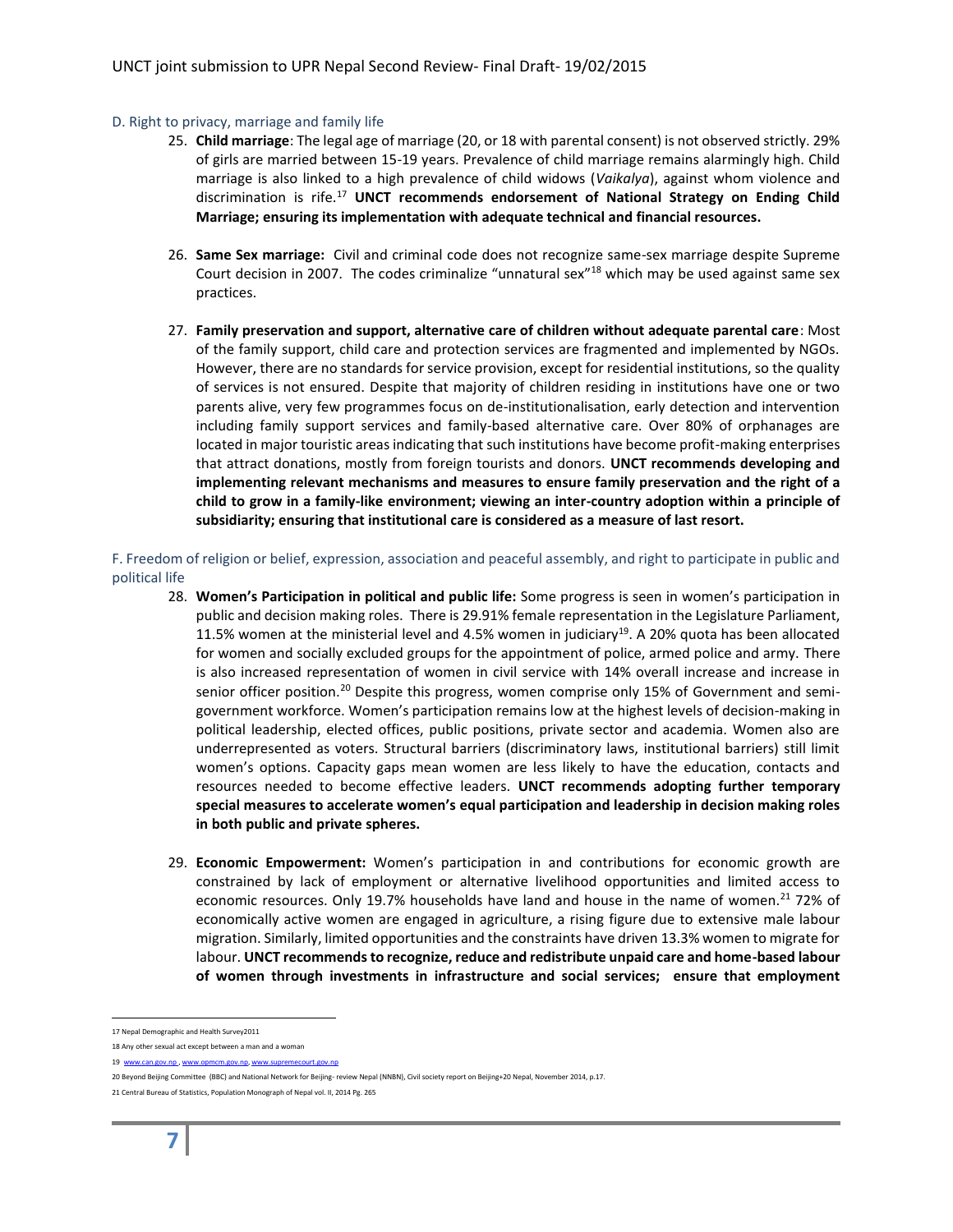### D. Right to privacy, marriage and family life

25. **Child marriage**: The legal age of marriage (20, or 18 with parental consent) is not observed strictly. 29% of girls are married between 15-19 years. Prevalence of child marriage remains alarmingly high. Child marriage is also linked to a high prevalence of child widows (*Vaikalya*), against whom violence and discrimination is rife.[17] **UNCT recommends endorsement of National Strategy on Ending Child Marriage; ensuring its implementation with adequate technical and financial resources.**

26. **Same Sex marriage:** Civil and criminal code does not recognize same-sex marriage despite Supreme Court decision in 2007. The codes criminalize "unnatural sex"[18] which may be used against same sex practices.

27. **Family preservation and support, alternative care of children without adequate parental care**: Most of the family support, child care and protection services are fragmented and implemented by NGOs. However, there are no standards for service provision, except for residential institutions, so the quality of services is not ensured. Despite that majority of children residing in institutions have one or two parents alive, very few programmes focus on de-institutionalisation, early detection and intervention including family support services and family-based alternative care. Over 80% of orphanages are located in major touristic areas indicating that such institutions have become profit-making enterprises that attract donations, mostly from foreign tourists and donors. **UNCT recommends developing and implementing relevant mechanisms and measures to ensure family preservation and the right of a child to grow in a family-like environment; viewing an inter-country adoption within a principle of subsidiarity; ensuring that institutional care is considered as a measure of last resort.**

### F. Freedom of religion or belief, expression, association and peaceful assembly, and right to participate in public and political life

28. **Women's Participation in political and public life:** Some progress is seen in women's participation in public and decision making roles. There is 29.91% female representation in the Legislature Parliament, 11.5% women at the ministerial level and 4.5% women in judiciary[19]. A 20% quota has been allocated for women and socially excluded groups for the appointment of police, armed police and army. There is also increased representation of women in civil service with 14% overall increase and increase in senior officer position.[20] Despite this progress, women comprise only 15% of Government and semi-government workforce. Women's participation remains low at the highest levels of decision-making in political leadership, elected offices, public positions, private sector and academia. Women also are underrepresented as voters. Structural barriers (discriminatory laws, institutional barriers) still limit women's options. Capacity gaps mean women are less likely to have the education, contacts and resources needed to become effective leaders. **UNCT recommends adopting further temporary special measures to accelerate women's equal participation and leadership in decision making roles in both public and private spheres.**

29. **Economic Empowerment:** Women's participation in and contributions for economic growth are constrained by lack of employment or alternative livelihood opportunities and limited access to economic resources. Only 19.7% households have land and house in the name of women.[21] 72% of economically active women are engaged in agriculture, a rising figure due to extensive male labour migration. Similarly, limited opportunities and the constraints have driven 13.3% women to migrate for labour. **UNCT recommends to recognize, reduce and redistribute unpaid care and home-based labour of women through investments in infrastructure and social services; ensure that employment**

---

17 Nepal Demographic and Health Survey2011

18 Any other sexual act except between a man and a woman

19 www.can.gov.np , www.opmcm.gov.np, www.supremecourt.gov.np

20 Beyond Beijing Committee (BBC) and National Network for Beijing- review Nepal (NNBN), Civil society report on Beijing+20 Nepal, November 2014, p.17.

21 Central Bureau of Statistics, Population Monograph of Nepal vol. II, 2014 Pg. 265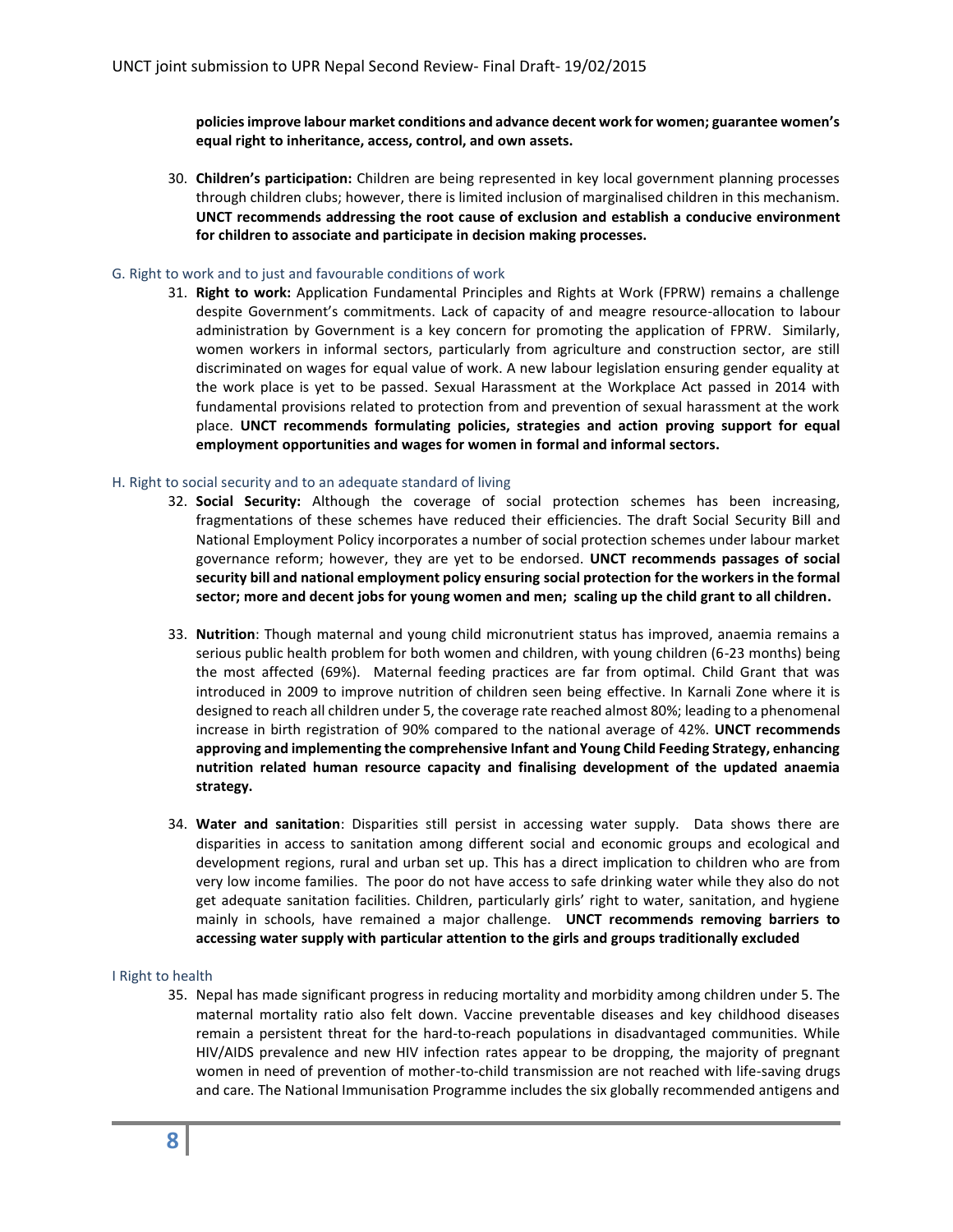**policies improve labour market conditions and advance decent work for women; guarantee women's equal right to inheritance, access, control, and own assets.**

30. **Children's participation:** Children are being represented in key local government planning processes through children clubs; however, there is limited inclusion of marginalised children in this mechanism. **UNCT recommends addressing the root cause of exclusion and establish a conducive environment for children to associate and participate in decision making processes.**

## G. Right to work and to just and favourable conditions of work

31. **Right to work:** Application Fundamental Principles and Rights at Work (FPRW) remains a challenge despite Government's commitments. Lack of capacity of and meagre resource-allocation to labour administration by Government is a key concern for promoting the application of FPRW. Similarly, women workers in informal sectors, particularly from agriculture and construction sector, are still discriminated on wages for equal value of work. A new labour legislation ensuring gender equality at the work place is yet to be passed. Sexual Harassment at the Workplace Act passed in 2014 with fundamental provisions related to protection from and prevention of sexual harassment at the work place. **UNCT recommends formulating policies, strategies and action proving support for equal employment opportunities and wages for women in formal and informal sectors.**

## H. Right to social security and to an adequate standard of living

32. **Social Security:** Although the coverage of social protection schemes has been increasing, fragmentations of these schemes have reduced their efficiencies. The draft Social Security Bill and National Employment Policy incorporates a number of social protection schemes under labour market governance reform; however, they are yet to be endorsed. **UNCT recommends passages of social security bill and national employment policy ensuring social protection for the workers in the formal sector; more and decent jobs for young women and men; scaling up the child grant to all children.**

33. **Nutrition**: Though maternal and young child micronutrient status has improved, anaemia remains a serious public health problem for both women and children, with young children (6-23 months) being the most affected (69%). Maternal feeding practices are far from optimal. Child Grant that was introduced in 2009 to improve nutrition of children seen being effective. In Karnali Zone where it is designed to reach all children under 5, the coverage rate reached almost 80%; leading to a phenomenal increase in birth registration of 90% compared to the national average of 42%. **UNCT recommends approving and implementing the comprehensive Infant and Young Child Feeding Strategy, enhancing nutrition related human resource capacity and finalising development of the updated anaemia strategy.**

34. **Water and sanitation**: Disparities still persist in accessing water supply. Data shows there are disparities in access to sanitation among different social and economic groups and ecological and development regions, rural and urban set up. This has a direct implication to children who are from very low income families. The poor do not have access to safe drinking water while they also do not get adequate sanitation facilities. Children, particularly girls' right to water, sanitation, and hygiene mainly in schools, have remained a major challenge. **UNCT recommends removing barriers to accessing water supply with particular attention to the girls and groups traditionally excluded**

## I Right to health

35. Nepal has made significant progress in reducing mortality and morbidity among children under 5. The maternal mortality ratio also felt down. Vaccine preventable diseases and key childhood diseases remain a persistent threat for the hard-to-reach populations in disadvantaged communities. While HIV/AIDS prevalence and new HIV infection rates appear to be dropping, the majority of pregnant women in need of prevention of mother-to-child transmission are not reached with life-saving drugs and care. The National Immunisation Programme includes the six globally recommended antigens and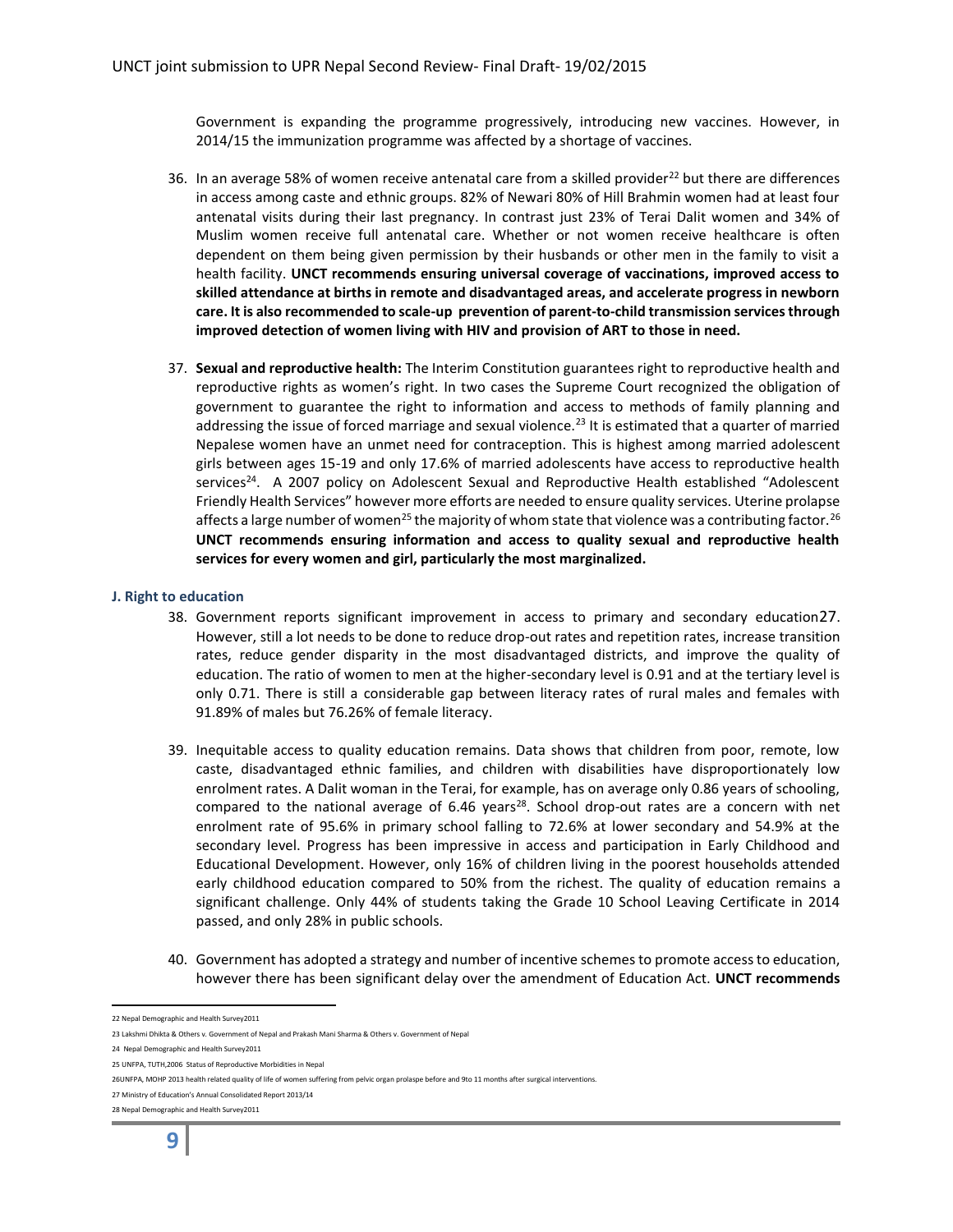Government is expanding the programme progressively, introducing new vaccines. However, in 2014/15 the immunization programme was affected by a shortage of vaccines.

36. In an average 58% of women receive antenatal care from a skilled provider[22] but there are differences in access among caste and ethnic groups. 82% of Newari 80% of Hill Brahmin women had at least four antenatal visits during their last pregnancy. In contrast just 23% of Terai Dalit women and 34% of Muslim women receive full antenatal care. Whether or not women receive healthcare is often dependent on them being given permission by their husbands or other men in the family to visit a health facility. **UNCT recommends ensuring universal coverage of vaccinations, improved access to skilled attendance at births in remote and disadvantaged areas, and accelerate progress in newborn care. It is also recommended to scale-up prevention of parent-to-child transmission services through improved detection of women living with HIV and provision of ART to those in need.**

37. **Sexual and reproductive health:** The Interim Constitution guarantees right to reproductive health and reproductive rights as women's right. In two cases the Supreme Court recognized the obligation of government to guarantee the right to information and access to methods of family planning and addressing the issue of forced marriage and sexual violence.[23] It is estimated that a quarter of married Nepalese women have an unmet need for contraception. This is highest among married adolescent girls between ages 15-19 and only 17.6% of married adolescents have access to reproductive health services[24]. A 2007 policy on Adolescent Sexual and Reproductive Health established "Adolescent Friendly Health Services" however more efforts are needed to ensure quality services. Uterine prolapse affects a large number of women[25] the majority of whom state that violence was a contributing factor.[26] **UNCT recommends ensuring information and access to quality sexual and reproductive health services for every women and girl, particularly the most marginalized.**

### J. Right to education

38. Government reports significant improvement in access to primary and secondary education27. However, still a lot needs to be done to reduce drop-out rates and repetition rates, increase transition rates, reduce gender disparity in the most disadvantaged districts, and improve the quality of education. The ratio of women to men at the higher-secondary level is 0.91 and at the tertiary level is only 0.71. There is still a considerable gap between literacy rates of rural males and females with 91.89% of males but 76.26% of female literacy.

39. Inequitable access to quality education remains. Data shows that children from poor, remote, low caste, disadvantaged ethnic families, and children with disabilities have disproportionately low enrolment rates. A Dalit woman in the Terai, for example, has on average only 0.86 years of schooling, compared to the national average of 6.46 years[28]. School drop-out rates are a concern with net enrolment rate of 95.6% in primary school falling to 72.6% at lower secondary and 54.9% at the secondary level. Progress has been impressive in access and participation in Early Childhood and Educational Development. However, only 16% of children living in the poorest households attended early childhood education compared to 50% from the richest. The quality of education remains a significant challenge. Only 44% of students taking the Grade 10 School Leaving Certificate in 2014 passed, and only 28% in public schools.

40. Government has adopted a strategy and number of incentive schemes to promote access to education, however there has been significant delay over the amendment of Education Act. **UNCT recommends**

---

22 Nepal Demographic and Health Survey2011

23 Lakshmi Dhikta & Others v. Government of Nepal and Prakash Mani Sharma & Others v. Government of Nepal

24 Nepal Demographic and Health Survey2011

25 UNFPA, TUTH,2006 Status of Reproductive Morbidities in Nepal

26UNFPA, MOHP 2013 health related quality of life of women suffering from pelvic organ prolaspe before and 9to 11 months after surgical interventions.

27 Ministry of Education's Annual Consolidated Report 2013/14

28 Nepal Demographic and Health Survey2011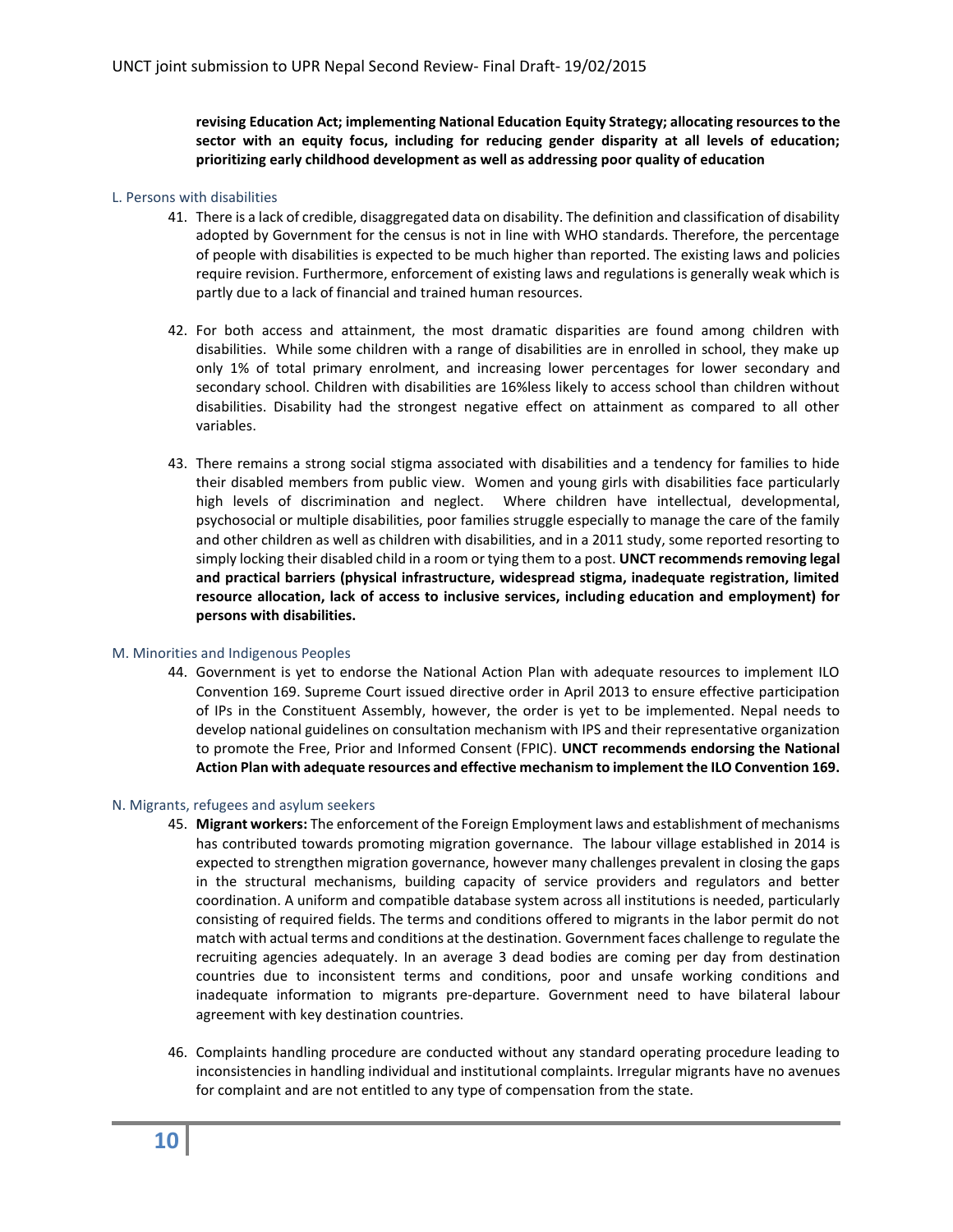**revising Education Act; implementing National Education Equity Strategy; allocating resources to the sector with an equity focus, including for reducing gender disparity at all levels of education; prioritizing early childhood development as well as addressing poor quality of education**

### L. Persons with disabilities

41. There is a lack of credible, disaggregated data on disability. The definition and classification of disability adopted by Government for the census is not in line with WHO standards. Therefore, the percentage of people with disabilities is expected to be much higher than reported. The existing laws and policies require revision. Furthermore, enforcement of existing laws and regulations is generally weak which is partly due to a lack of financial and trained human resources.

42. For both access and attainment, the most dramatic disparities are found among children with disabilities. While some children with a range of disabilities are in enrolled in school, they make up only 1% of total primary enrolment, and increasing lower percentages for lower secondary and secondary school. Children with disabilities are 16%less likely to access school than children without disabilities. Disability had the strongest negative effect on attainment as compared to all other variables.

43. There remains a strong social stigma associated with disabilities and a tendency for families to hide their disabled members from public view. Women and young girls with disabilities face particularly high levels of discrimination and neglect. Where children have intellectual, developmental, psychosocial or multiple disabilities, poor families struggle especially to manage the care of the family and other children as well as children with disabilities, and in a 2011 study, some reported resorting to simply locking their disabled child in a room or tying them to a post. **UNCT recommends removing legal and practical barriers (physical infrastructure, widespread stigma, inadequate registration, limited resource allocation, lack of access to inclusive services, including education and employment) for persons with disabilities.**

### M. Minorities and Indigenous Peoples

44. Government is yet to endorse the National Action Plan with adequate resources to implement ILO Convention 169. Supreme Court issued directive order in April 2013 to ensure effective participation of IPs in the Constituent Assembly, however, the order is yet to be implemented. Nepal needs to develop national guidelines on consultation mechanism with IPS and their representative organization to promote the Free, Prior and Informed Consent (FPIC). **UNCT recommends endorsing the National Action Plan with adequate resources and effective mechanism to implement the ILO Convention 169.**

### N. Migrants, refugees and asylum seekers

45. **Migrant workers:** The enforcement of the Foreign Employment laws and establishment of mechanisms has contributed towards promoting migration governance. The labour village established in 2014 is expected to strengthen migration governance, however many challenges prevalent in closing the gaps in the structural mechanisms, building capacity of service providers and regulators and better coordination. A uniform and compatible database system across all institutions is needed, particularly consisting of required fields. The terms and conditions offered to migrants in the labor permit do not match with actual terms and conditions at the destination. Government faces challenge to regulate the recruiting agencies adequately. In an average 3 dead bodies are coming per day from destination countries due to inconsistent terms and conditions, poor and unsafe working conditions and inadequate information to migrants pre-departure. Government need to have bilateral labour agreement with key destination countries.

46. Complaints handling procedure are conducted without any standard operating procedure leading to inconsistencies in handling individual and institutional complaints. Irregular migrants have no avenues for complaint and are not entitled to any type of compensation from the state.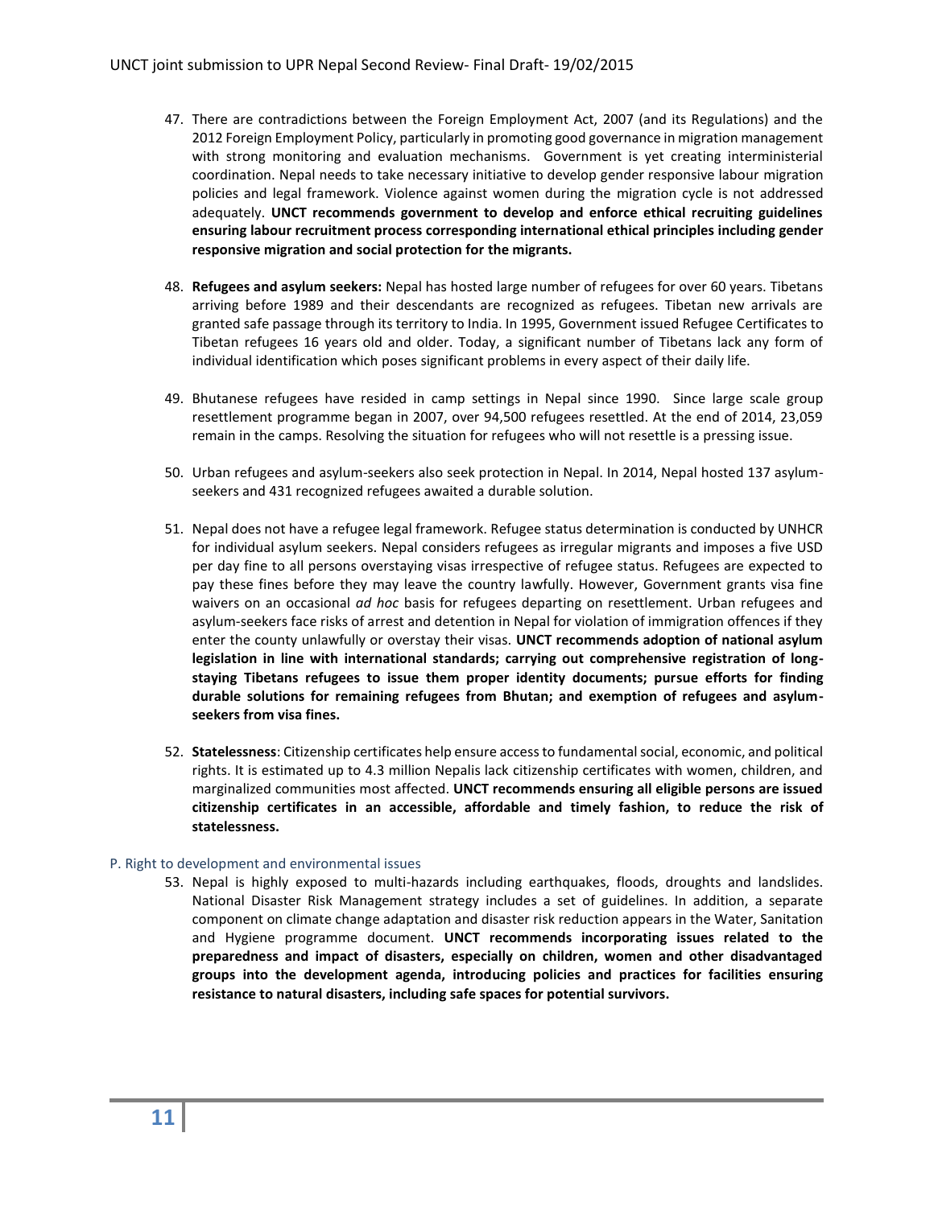47. There are contradictions between the Foreign Employment Act, 2007 (and its Regulations) and the 2012 Foreign Employment Policy, particularly in promoting good governance in migration management with strong monitoring and evaluation mechanisms. Government is yet creating interministerial coordination. Nepal needs to take necessary initiative to develop gender responsive labour migration policies and legal framework. Violence against women during the migration cycle is not addressed adequately. **UNCT recommends government to develop and enforce ethical recruiting guidelines ensuring labour recruitment process corresponding international ethical principles including gender responsive migration and social protection for the migrants.**

48. **Refugees and asylum seekers:** Nepal has hosted large number of refugees for over 60 years. Tibetans arriving before 1989 and their descendants are recognized as refugees. Tibetan new arrivals are granted safe passage through its territory to India. In 1995, Government issued Refugee Certificates to Tibetan refugees 16 years old and older. Today, a significant number of Tibetans lack any form of individual identification which poses significant problems in every aspect of their daily life.

49. Bhutanese refugees have resided in camp settings in Nepal since 1990. Since large scale group resettlement programme began in 2007, over 94,500 refugees resettled. At the end of 2014, 23,059 remain in the camps. Resolving the situation for refugees who will not resettle is a pressing issue.

50. Urban refugees and asylum-seekers also seek protection in Nepal. In 2014, Nepal hosted 137 asylum-seekers and 431 recognized refugees awaited a durable solution.

51. Nepal does not have a refugee legal framework. Refugee status determination is conducted by UNHCR for individual asylum seekers. Nepal considers refugees as irregular migrants and imposes a five USD per day fine to all persons overstaying visas irrespective of refugee status. Refugees are expected to pay these fines before they may leave the country lawfully. However, Government grants visa fine waivers on an occasional *ad hoc* basis for refugees departing on resettlement. Urban refugees and asylum-seekers face risks of arrest and detention in Nepal for violation of immigration offences if they enter the county unlawfully or overstay their visas. **UNCT recommends adoption of national asylum legislation in line with international standards; carrying out comprehensive registration of long-staying Tibetans refugees to issue them proper identity documents; pursue efforts for finding durable solutions for remaining refugees from Bhutan; and exemption of refugees and asylum-seekers from visa fines.**

52. **Statelessness**: Citizenship certificates help ensure access to fundamental social, economic, and political rights. It is estimated up to 4.3 million Nepalis lack citizenship certificates with women, children, and marginalized communities most affected. **UNCT recommends ensuring all eligible persons are issued citizenship certificates in an accessible, affordable and timely fashion, to reduce the risk of statelessness.**

### P. Right to development and environmental issues

53. Nepal is highly exposed to multi-hazards including earthquakes, floods, droughts and landslides. National Disaster Risk Management strategy includes a set of guidelines. In addition, a separate component on climate change adaptation and disaster risk reduction appears in the Water, Sanitation and Hygiene programme document. **UNCT recommends incorporating issues related to the preparedness and impact of disasters, especially on children, women and other disadvantaged groups into the development agenda, introducing policies and practices for facilities ensuring resistance to natural disasters, including safe spaces for potential survivors.**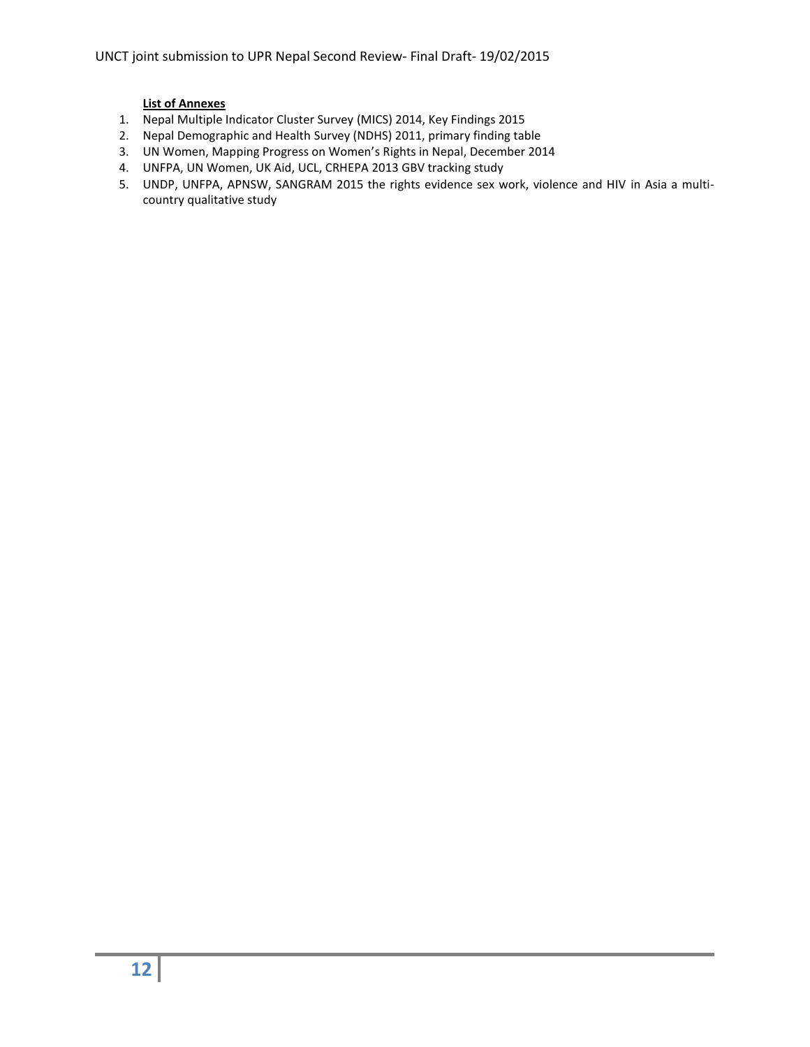**List of Annexes**

1. Nepal Multiple Indicator Cluster Survey (MICS) 2014, Key Findings 2015
2. Nepal Demographic and Health Survey (NDHS) 2011, primary finding table
3. UN Women, Mapping Progress on Women's Rights in Nepal, December 2014
4. UNFPA, UN Women, UK Aid, UCL, CRHEPA 2013 GBV tracking study
5. UNDP, UNFPA, APNSW, SANGRAM 2015 the rights evidence sex work, violence and HIV in Asia a multi-country qualitative study